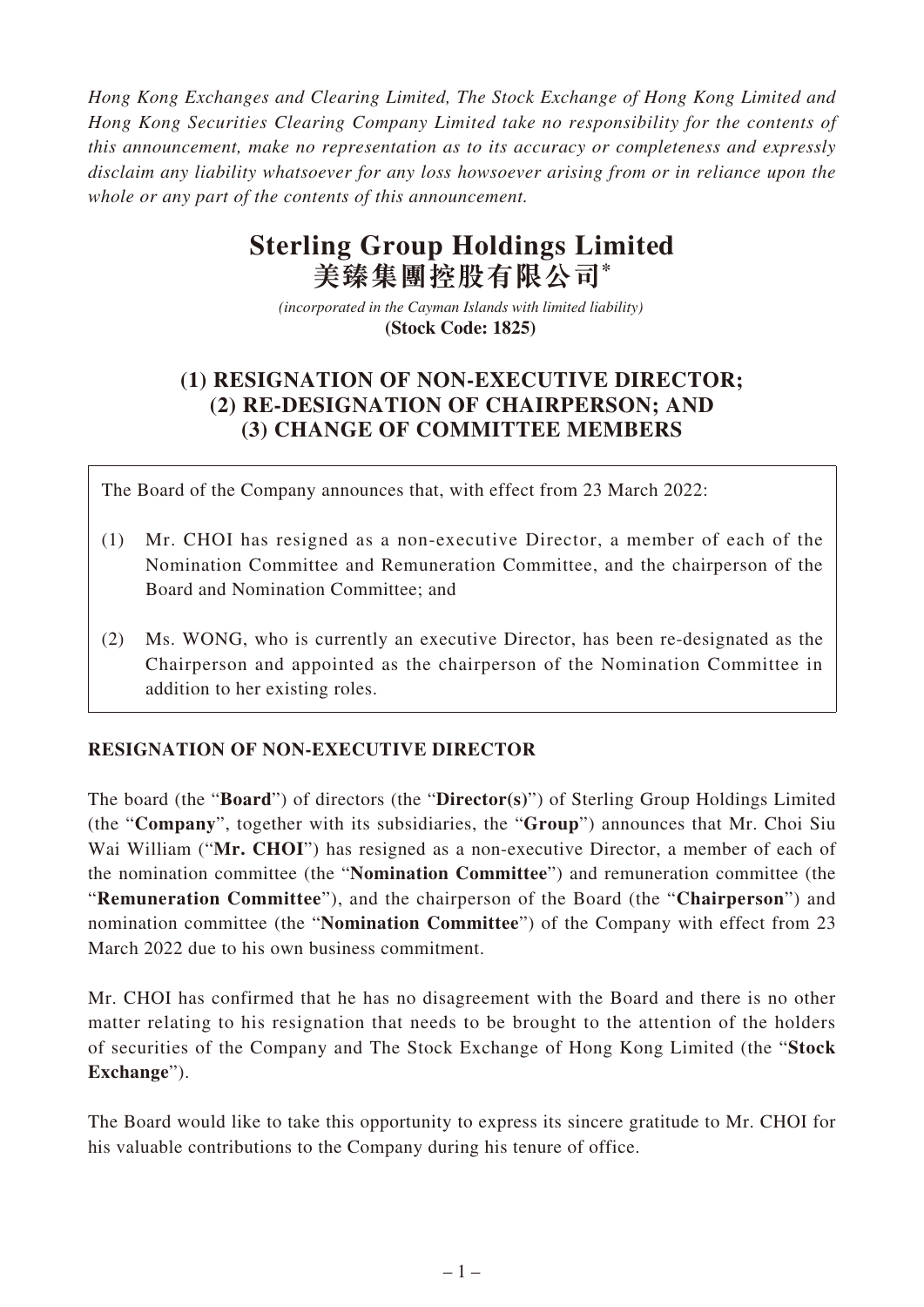*Hong Kong Exchanges and Clearing Limited, The Stock Exchange of Hong Kong Limited and Hong Kong Securities Clearing Company Limited take no responsibility for the contents of this announcement, make no representation as to its accuracy or completeness and expressly disclaim any liability whatsoever for any loss howsoever arising from or in reliance upon the whole or any part of the contents of this announcement.*

# Sterling Group Holdings Limited
# 美臻集團控股有限公司*

*(incorporated in the Cayman Islands with limited liability)*
**(Stock Code: 1825)**

## (1) RESIGNATION OF NON-EXECUTIVE DIRECTOR; (2) RE-DESIGNATION OF CHAIRPERSON; AND (3) CHANGE OF COMMITTEE MEMBERS

The Board of the Company announces that, with effect from 23 March 2022:

(1) Mr. CHOI has resigned as a non-executive Director, a member of each of the Nomination Committee and Remuneration Committee, and the chairperson of the Board and Nomination Committee; and

(2) Ms. WONG, who is currently an executive Director, has been re-designated as the Chairperson and appointed as the chairperson of the Nomination Committee in addition to her existing roles.

### RESIGNATION OF NON-EXECUTIVE DIRECTOR

The board (the "**Board**") of directors (the "**Director(s)**") of Sterling Group Holdings Limited (the "**Company**", together with its subsidiaries, the "**Group**") announces that Mr. Choi Siu Wai William ("**Mr. CHOI**") has resigned as a non-executive Director, a member of each of the nomination committee (the "**Nomination Committee**") and remuneration committee (the "**Remuneration Committee**"), and the chairperson of the Board (the "**Chairperson**") and nomination committee (the "**Nomination Committee**") of the Company with effect from 23 March 2022 due to his own business commitment.

Mr. CHOI has confirmed that he has no disagreement with the Board and there is no other matter relating to his resignation that needs to be brought to the attention of the holders of securities of the Company and The Stock Exchange of Hong Kong Limited (the "**Stock Exchange**").

The Board would like to take this opportunity to express its sincere gratitude to Mr. CHOI for his valuable contributions to the Company during his tenure of office.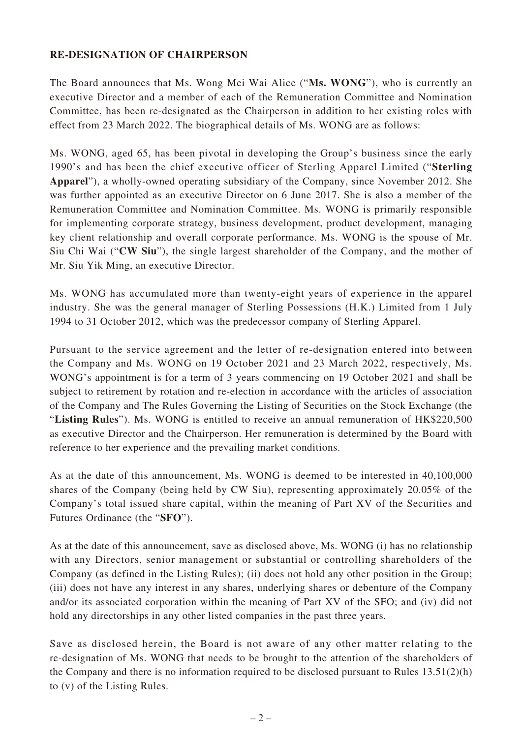## RE-DESIGNATION OF CHAIRPERSON

The Board announces that Ms. Wong Mei Wai Alice ("**Ms. WONG**"), who is currently an executive Director and a member of each of the Remuneration Committee and Nomination Committee, has been re-designated as the Chairperson in addition to her existing roles with effect from 23 March 2022. The biographical details of Ms. WONG are as follows:

Ms. WONG, aged 65, has been pivotal in developing the Group's business since the early 1990's and has been the chief executive officer of Sterling Apparel Limited ("**Sterling Apparel**"), a wholly-owned operating subsidiary of the Company, since November 2012. She was further appointed as an executive Director on 6 June 2017. She is also a member of the Remuneration Committee and Nomination Committee. Ms. WONG is primarily responsible for implementing corporate strategy, business development, product development, managing key client relationship and overall corporate performance. Ms. WONG is the spouse of Mr. Siu Chi Wai ("**CW Siu**"), the single largest shareholder of the Company, and the mother of Mr. Siu Yik Ming, an executive Director.

Ms. WONG has accumulated more than twenty-eight years of experience in the apparel industry. She was the general manager of Sterling Possessions (H.K.) Limited from 1 July 1994 to 31 October 2012, which was the predecessor company of Sterling Apparel.

Pursuant to the service agreement and the letter of re-designation entered into between the Company and Ms. WONG on 19 October 2021 and 23 March 2022, respectively, Ms. WONG's appointment is for a term of 3 years commencing on 19 October 2021 and shall be subject to retirement by rotation and re-election in accordance with the articles of association of the Company and The Rules Governing the Listing of Securities on the Stock Exchange (the "**Listing Rules**"). Ms. WONG is entitled to receive an annual remuneration of HK$220,500 as executive Director and the Chairperson. Her remuneration is determined by the Board with reference to her experience and the prevailing market conditions.

As at the date of this announcement, Ms. WONG is deemed to be interested in 40,100,000 shares of the Company (being held by CW Siu), representing approximately 20.05% of the Company's total issued share capital, within the meaning of Part XV of the Securities and Futures Ordinance (the "**SFO**").

As at the date of this announcement, save as disclosed above, Ms. WONG (i) has no relationship with any Directors, senior management or substantial or controlling shareholders of the Company (as defined in the Listing Rules); (ii) does not hold any other position in the Group; (iii) does not have any interest in any shares, underlying shares or debenture of the Company and/or its associated corporation within the meaning of Part XV of the SFO; and (iv) did not hold any directorships in any other listed companies in the past three years.

Save as disclosed herein, the Board is not aware of any other matter relating to the re-designation of Ms. WONG that needs to be brought to the attention of the shareholders of the Company and there is no information required to be disclosed pursuant to Rules 13.51(2)(h) to (v) of the Listing Rules.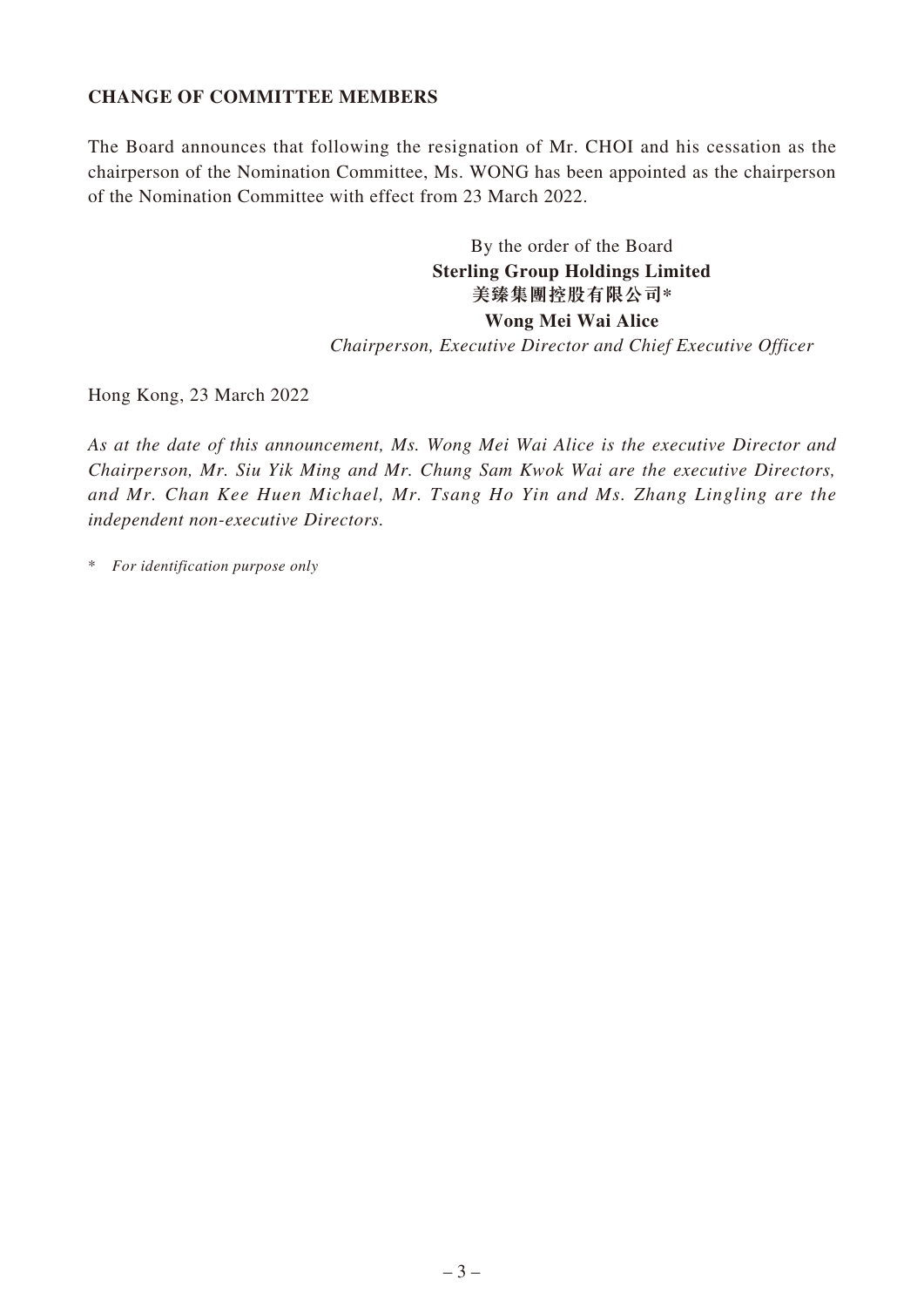**CHANGE OF COMMITTEE MEMBERS**

The Board announces that following the resignation of Mr. CHOI and his cessation as the chairperson of the Nomination Committee, Ms. WONG has been appointed as the chairperson of the Nomination Committee with effect from 23 March 2022.

By the order of the Board
**Sterling Group Holdings Limited**
**美臻集團控股有限公司***
**Wong Mei Wai Alice**
*Chairperson, Executive Director and Chief Executive Officer*

Hong Kong, 23 March 2022

*As at the date of this announcement, Ms. Wong Mei Wai Alice is the executive Director and Chairperson, Mr. Siu Yik Ming and Mr. Chung Sam Kwok Wai are the executive Directors, and Mr. Chan Kee Huen Michael, Mr. Tsang Ho Yin and Ms. Zhang Lingling are the independent non-executive Directors.*

\* *For identification purpose only*